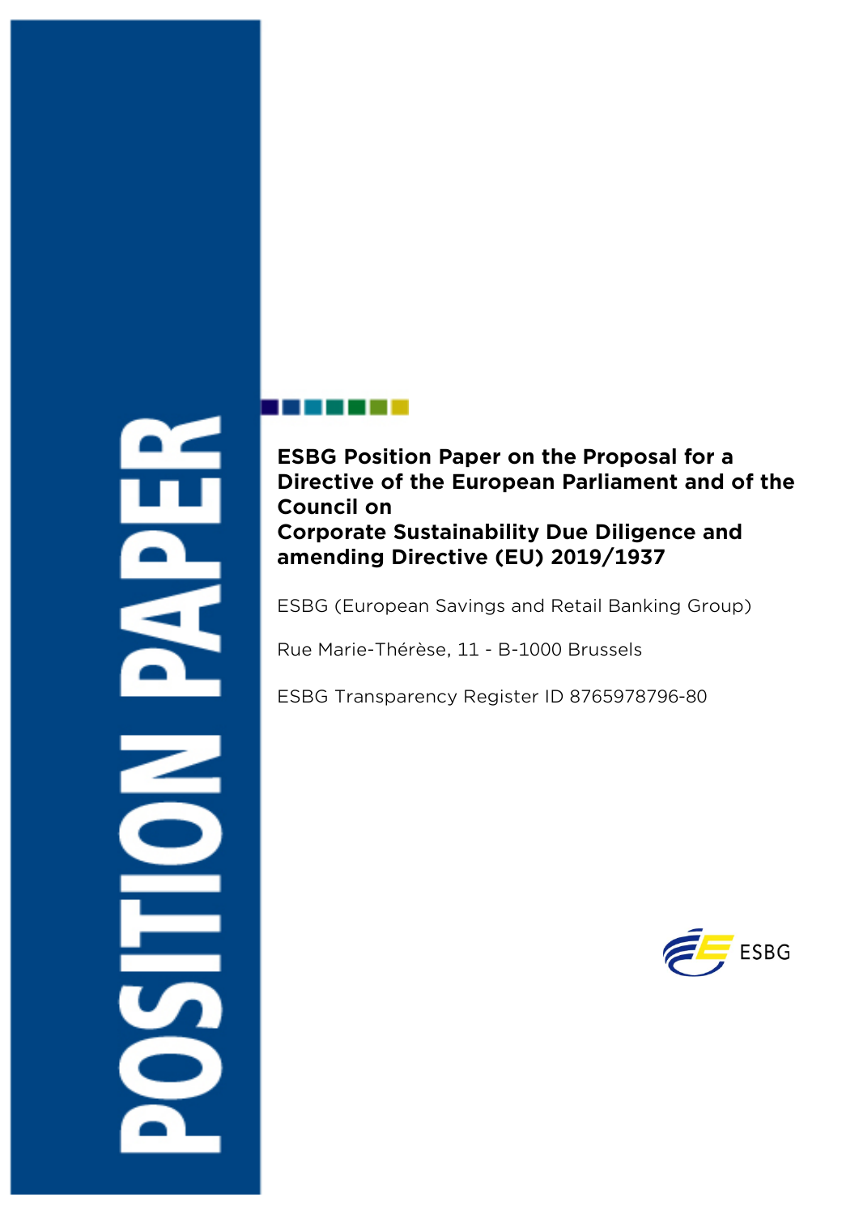POSITION PAPER

# ESBG Position Paper on the Proposal for a Directive of the European Parliament and of the Council on Corporate Sustainability Due Diligence and amending Directive (EU) 2019/1937

ESBG (European Savings and Retail Banking Group)

Rue Marie-Thérèse, 11 - B-1000 Brussels

ESBG Transparency Register ID 8765978796-80

ESBG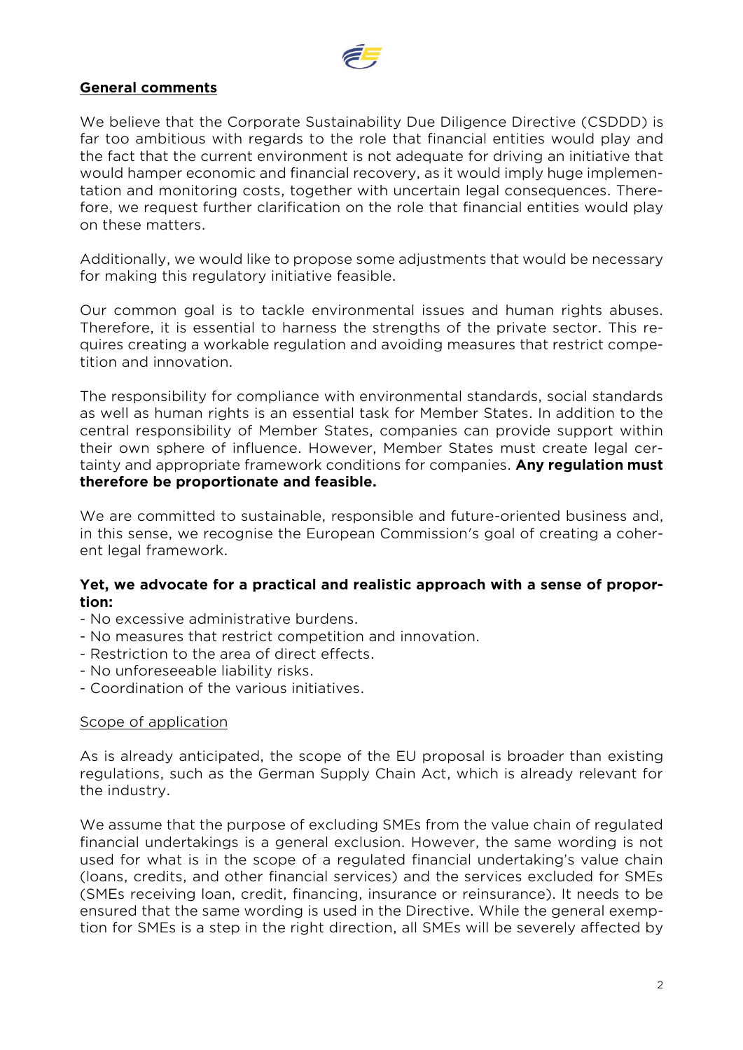**General comments**

We believe that the Corporate Sustainability Due Diligence Directive (CSDDD) is far too ambitious with regards to the role that financial entities would play and the fact that the current environment is not adequate for driving an initiative that would hamper economic and financial recovery, as it would imply huge implementation and monitoring costs, together with uncertain legal consequences. Therefore, we request further clarification on the role that financial entities would play on these matters.

Additionally, we would like to propose some adjustments that would be necessary for making this regulatory initiative feasible.

Our common goal is to tackle environmental issues and human rights abuses. Therefore, it is essential to harness the strengths of the private sector. This requires creating a workable regulation and avoiding measures that restrict competition and innovation.

The responsibility for compliance with environmental standards, social standards as well as human rights is an essential task for Member States. In addition to the central responsibility of Member States, companies can provide support within their own sphere of influence. However, Member States must create legal certainty and appropriate framework conditions for companies. **Any regulation must therefore be proportionate and feasible.**

We are committed to sustainable, responsible and future-oriented business and, in this sense, we recognise the European Commission's goal of creating a coherent legal framework.

**Yet, we advocate for a practical and realistic approach with a sense of proportion:**

- No excessive administrative burdens.
- No measures that restrict competition and innovation.
- Restriction to the area of direct effects.
- No unforeseeable liability risks.
- Coordination of the various initiatives.

Scope of application

As is already anticipated, the scope of the EU proposal is broader than existing regulations, such as the German Supply Chain Act, which is already relevant for the industry.

We assume that the purpose of excluding SMEs from the value chain of regulated financial undertakings is a general exclusion. However, the same wording is not used for what is in the scope of a regulated financial undertaking's value chain (loans, credits, and other financial services) and the services excluded for SMEs (SMEs receiving loan, credit, financing, insurance or reinsurance). It needs to be ensured that the same wording is used in the Directive. While the general exemption for SMEs is a step in the right direction, all SMEs will be severely affected by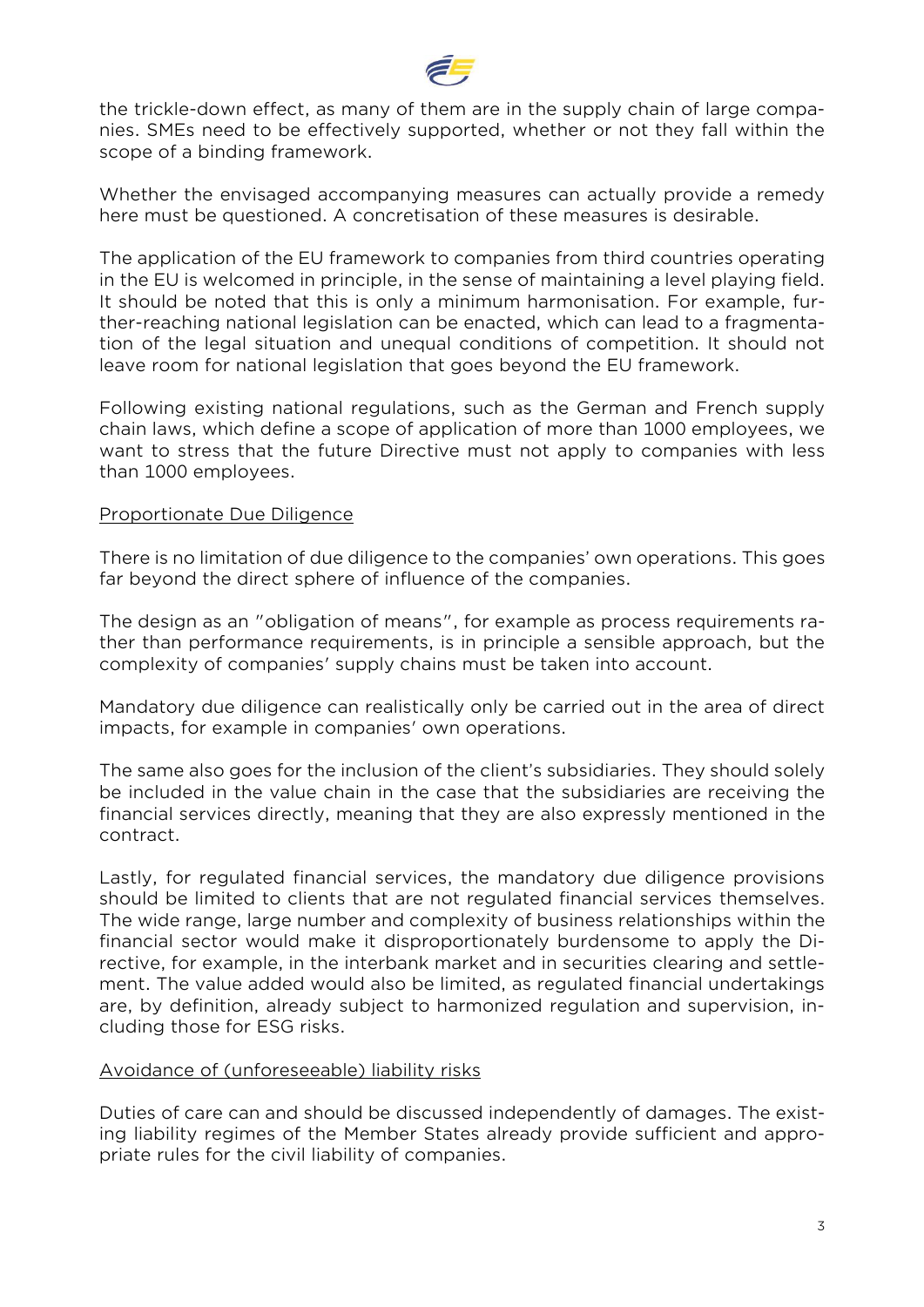the trickle-down effect, as many of them are in the supply chain of large companies. SMEs need to be effectively supported, whether or not they fall within the scope of a binding framework.

Whether the envisaged accompanying measures can actually provide a remedy here must be questioned. A concretisation of these measures is desirable.

The application of the EU framework to companies from third countries operating in the EU is welcomed in principle, in the sense of maintaining a level playing field. It should be noted that this is only a minimum harmonisation. For example, further-reaching national legislation can be enacted, which can lead to a fragmentation of the legal situation and unequal conditions of competition. It should not leave room for national legislation that goes beyond the EU framework.

Following existing national regulations, such as the German and French supply chain laws, which define a scope of application of more than 1000 employees, we want to stress that the future Directive must not apply to companies with less than 1000 employees.

<u>Proportionate Due Diligence</u>

There is no limitation of due diligence to the companies' own operations. This goes far beyond the direct sphere of influence of the companies.

The design as an "obligation of means", for example as process requirements rather than performance requirements, is in principle a sensible approach, but the complexity of companies' supply chains must be taken into account.

Mandatory due diligence can realistically only be carried out in the area of direct impacts, for example in companies' own operations.

The same also goes for the inclusion of the client's subsidiaries. They should solely be included in the value chain in the case that the subsidiaries are receiving the financial services directly, meaning that they are also expressly mentioned in the contract.

Lastly, for regulated financial services, the mandatory due diligence provisions should be limited to clients that are not regulated financial services themselves. The wide range, large number and complexity of business relationships within the financial sector would make it disproportionately burdensome to apply the Directive, for example, in the interbank market and in securities clearing and settlement. The value added would also be limited, as regulated financial undertakings are, by definition, already subject to harmonized regulation and supervision, including those for ESG risks.

<u>Avoidance of (unforeseeable) liability risks</u>

Duties of care can and should be discussed independently of damages. The existing liability regimes of the Member States already provide sufficient and appropriate rules for the civil liability of companies.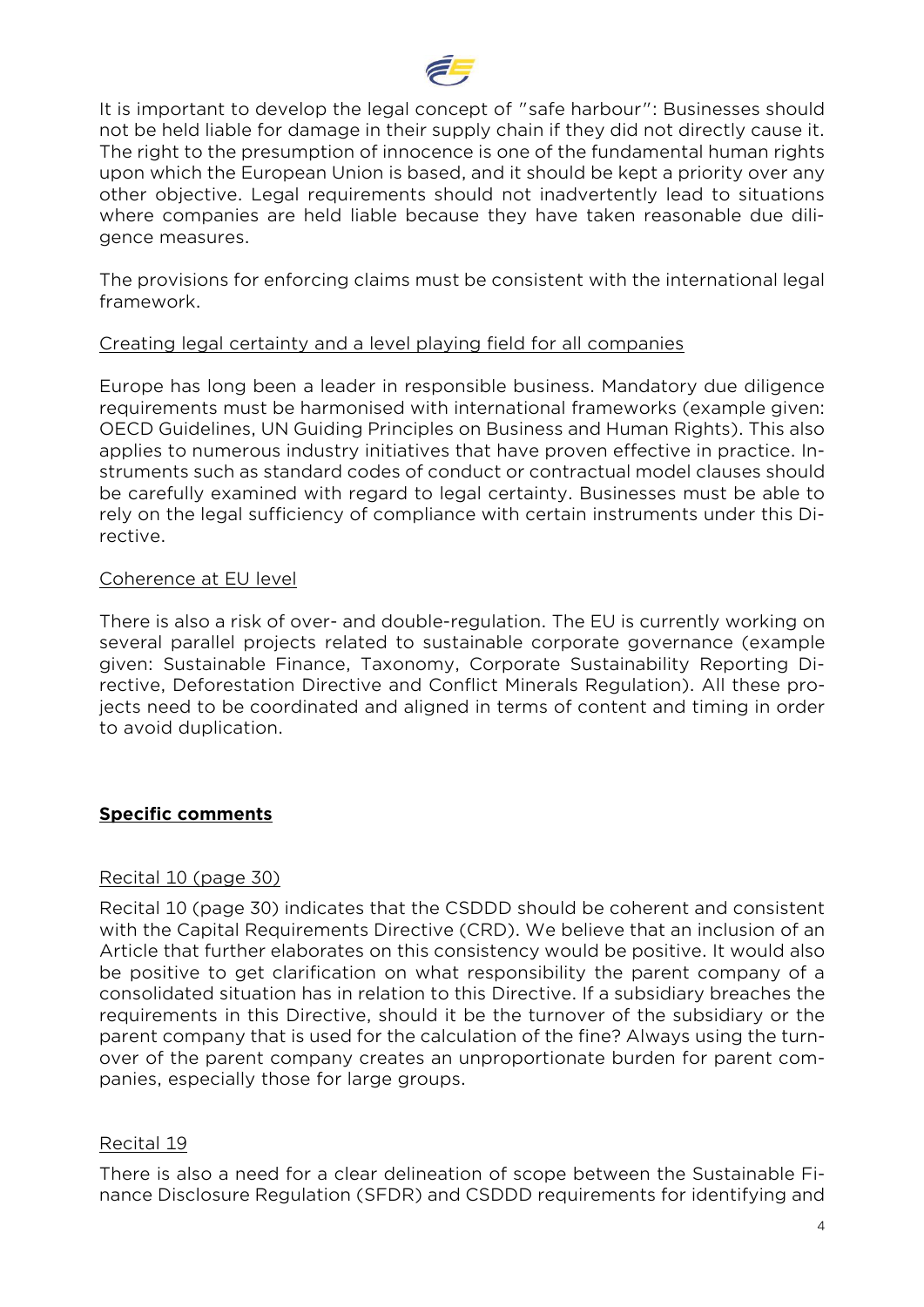It is important to develop the legal concept of "safe harbour": Businesses should not be held liable for damage in their supply chain if they did not directly cause it. The right to the presumption of innocence is one of the fundamental human rights upon which the European Union is based, and it should be kept a priority over any other objective. Legal requirements should not inadvertently lead to situations where companies are held liable because they have taken reasonable due diligence measures.

The provisions for enforcing claims must be consistent with the international legal framework.

<u>Creating legal certainty and a level playing field for all companies</u>

Europe has long been a leader in responsible business. Mandatory due diligence requirements must be harmonised with international frameworks (example given: OECD Guidelines, UN Guiding Principles on Business and Human Rights). This also applies to numerous industry initiatives that have proven effective in practice. Instruments such as standard codes of conduct or contractual model clauses should be carefully examined with regard to legal certainty. Businesses must be able to rely on the legal sufficiency of compliance with certain instruments under this Directive.

<u>Coherence at EU level</u>

There is also a risk of over- and double-regulation. The EU is currently working on several parallel projects related to sustainable corporate governance (example given: Sustainable Finance, Taxonomy, Corporate Sustainability Reporting Directive, Deforestation Directive and Conflict Minerals Regulation). All these projects need to be coordinated and aligned in terms of content and timing in order to avoid duplication.

## **<u>Specific comments</u>**

<u>Recital 10 (page 30)</u>

Recital 10 (page 30) indicates that the CSDDD should be coherent and consistent with the Capital Requirements Directive (CRD). We believe that an inclusion of an Article that further elaborates on this consistency would be positive. It would also be positive to get clarification on what responsibility the parent company of a consolidated situation has in relation to this Directive. If a subsidiary breaches the requirements in this Directive, should it be the turnover of the subsidiary or the parent company that is used for the calculation of the fine? Always using the turnover of the parent company creates an unproportionate burden for parent companies, especially those for large groups.

<u>Recital 19</u>

There is also a need for a clear delineation of scope between the Sustainable Finance Disclosure Regulation (SFDR) and CSDDD requirements for identifying and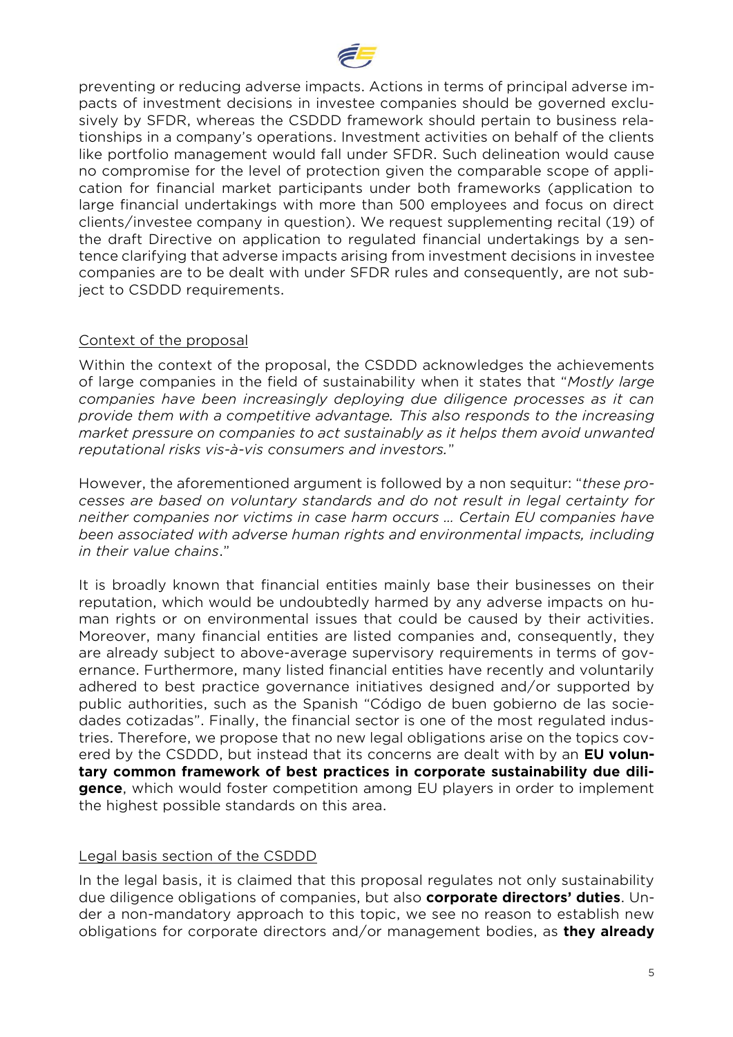preventing or reducing adverse impacts. Actions in terms of principal adverse impacts of investment decisions in investee companies should be governed exclusively by SFDR, whereas the CSDDD framework should pertain to business relationships in a company's operations. Investment activities on behalf of the clients like portfolio management would fall under SFDR. Such delineation would cause no compromise for the level of protection given the comparable scope of application for financial market participants under both frameworks (application to large financial undertakings with more than 500 employees and focus on direct clients/investee company in question). We request supplementing recital (19) of the draft Directive on application to regulated financial undertakings by a sentence clarifying that adverse impacts arising from investment decisions in investee companies are to be dealt with under SFDR rules and consequently, are not subject to CSDDD requirements.

<u>Context of the proposal</u>

Within the context of the proposal, the CSDDD acknowledges the achievements of large companies in the field of sustainability when it states that "*Mostly large companies have been increasingly deploying due diligence processes as it can provide them with a competitive advantage. This also responds to the increasing market pressure on companies to act sustainably as it helps them avoid unwanted reputational risks vis-à-vis consumers and investors.*"

However, the aforementioned argument is followed by a non sequitur: "*these processes are based on voluntary standards and do not result in legal certainty for neither companies nor victims in case harm occurs … Certain EU companies have been associated with adverse human rights and environmental impacts, including in their value chains*."

It is broadly known that financial entities mainly base their businesses on their reputation, which would be undoubtedly harmed by any adverse impacts on human rights or on environmental issues that could be caused by their activities. Moreover, many financial entities are listed companies and, consequently, they are already subject to above-average supervisory requirements in terms of governance. Furthermore, many listed financial entities have recently and voluntarily adhered to best practice governance initiatives designed and/or supported by public authorities, such as the Spanish "Código de buen gobierno de las sociedades cotizadas". Finally, the financial sector is one of the most regulated industries. Therefore, we propose that no new legal obligations arise on the topics covered by the CSDDD, but instead that its concerns are dealt with by an **EU voluntary common framework of best practices in corporate sustainability due diligence**, which would foster competition among EU players in order to implement the highest possible standards on this area.

<u>Legal basis section of the CSDDD</u>

In the legal basis, it is claimed that this proposal regulates not only sustainability due diligence obligations of companies, but also **corporate directors' duties**. Under a non-mandatory approach to this topic, we see no reason to establish new obligations for corporate directors and/or management bodies, as **they already**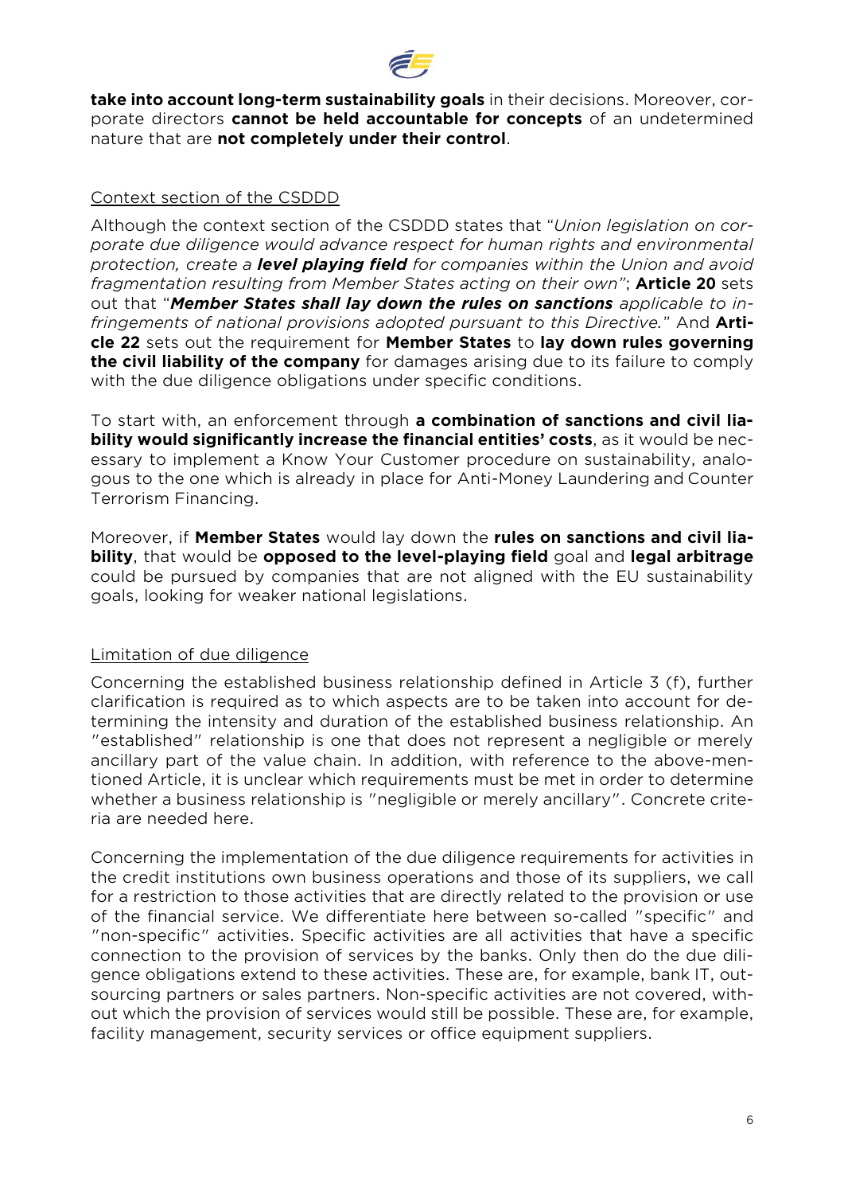**take into account long-term sustainability goals** in their decisions. Moreover, corporate directors **cannot be held accountable for concepts** of an undetermined nature that are **not completely under their control**.

<u>Context section of the CSDDD</u>

Although the context section of the CSDDD states that "*Union legislation on corporate due diligence would advance respect for human rights and environmental protection, create a* ***level playing field*** *for companies within the Union and avoid fragmentation resulting from Member States acting on their own*"; **Article 20** sets out that "***Member States shall lay down the rules on sanctions*** *applicable to infringements of national provisions adopted pursuant to this Directive.*" And **Article 22** sets out the requirement for **Member States** to **lay down rules governing the civil liability of the company** for damages arising due to its failure to comply with the due diligence obligations under specific conditions.

To start with, an enforcement through **a combination of sanctions and civil liability would significantly increase the financial entities' costs**, as it would be necessary to implement a Know Your Customer procedure on sustainability, analogous to the one which is already in place for Anti-Money Laundering and Counter Terrorism Financing.

Moreover, if **Member States** would lay down the **rules on sanctions and civil liability**, that would be **opposed to the level-playing field** goal and **legal arbitrage** could be pursued by companies that are not aligned with the EU sustainability goals, looking for weaker national legislations.

<u>Limitation of due diligence</u>

Concerning the established business relationship defined in Article 3 (f), further clarification is required as to which aspects are to be taken into account for determining the intensity and duration of the established business relationship. An "established" relationship is one that does not represent a negligible or merely ancillary part of the value chain. In addition, with reference to the above-mentioned Article, it is unclear which requirements must be met in order to determine whether a business relationship is "negligible or merely ancillary". Concrete criteria are needed here.

Concerning the implementation of the due diligence requirements for activities in the credit institutions own business operations and those of its suppliers, we call for a restriction to those activities that are directly related to the provision or use of the financial service. We differentiate here between so-called "specific" and "non-specific" activities. Specific activities are all activities that have a specific connection to the provision of services by the banks. Only then do the due diligence obligations extend to these activities. These are, for example, bank IT, outsourcing partners or sales partners. Non-specific activities are not covered, without which the provision of services would still be possible. These are, for example, facility management, security services or office equipment suppliers.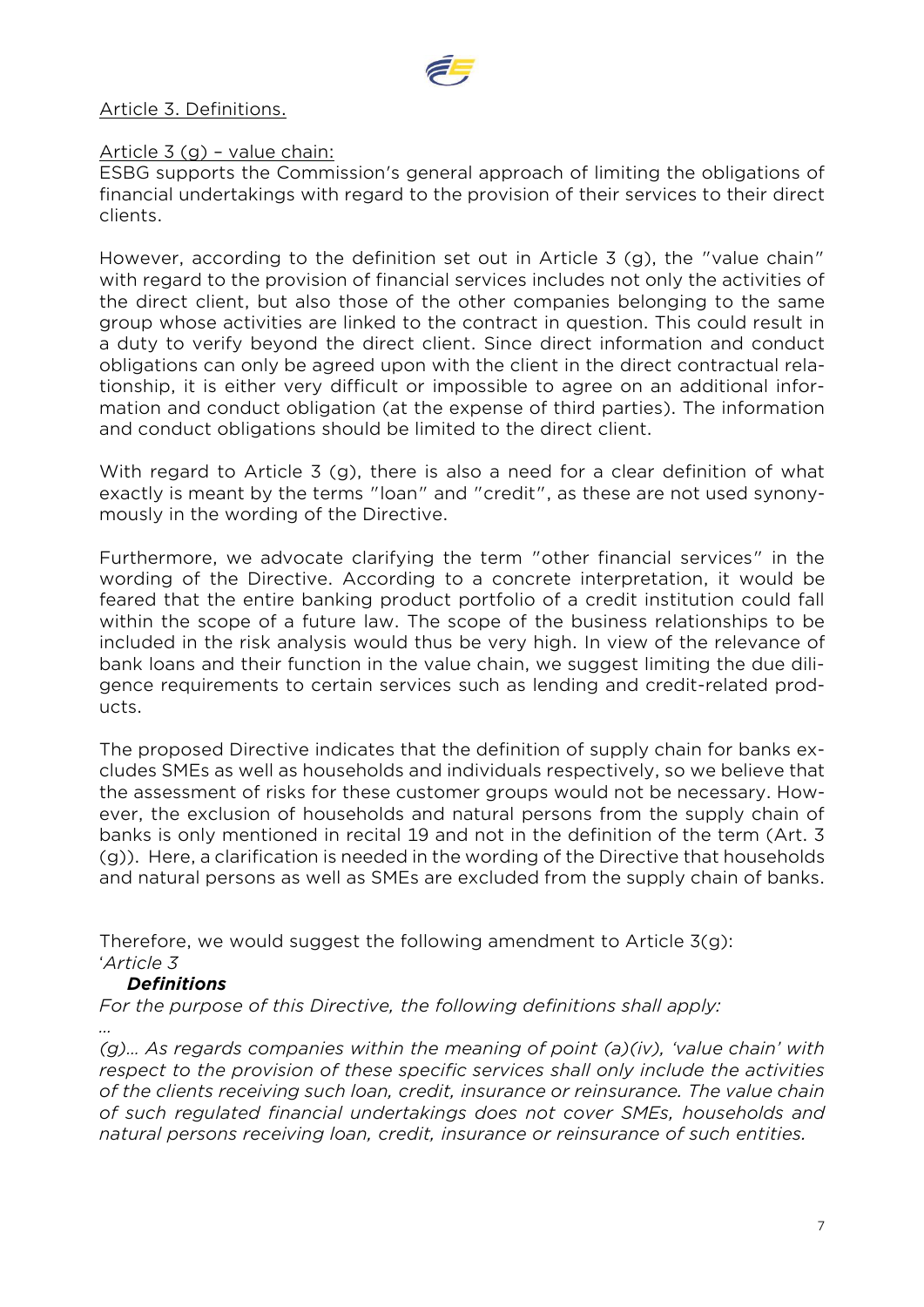Article 3. Definitions.

Article 3 (g) – value chain:

ESBG supports the Commission's general approach of limiting the obligations of financial undertakings with regard to the provision of their services to their direct clients.

However, according to the definition set out in Article 3 (g), the "value chain" with regard to the provision of financial services includes not only the activities of the direct client, but also those of the other companies belonging to the same group whose activities are linked to the contract in question. This could result in a duty to verify beyond the direct client. Since direct information and conduct obligations can only be agreed upon with the client in the direct contractual relationship, it is either very difficult or impossible to agree on an additional information and conduct obligation (at the expense of third parties). The information and conduct obligations should be limited to the direct client.

With regard to Article 3 (g), there is also a need for a clear definition of what exactly is meant by the terms "loan" and "credit", as these are not used synonymously in the wording of the Directive.

Furthermore, we advocate clarifying the term "other financial services" in the wording of the Directive. According to a concrete interpretation, it would be feared that the entire banking product portfolio of a credit institution could fall within the scope of a future law. The scope of the business relationships to be included in the risk analysis would thus be very high. In view of the relevance of bank loans and their function in the value chain, we suggest limiting the due diligence requirements to certain services such as lending and credit-related products.

The proposed Directive indicates that the definition of supply chain for banks excludes SMEs as well as households and individuals respectively, so we believe that the assessment of risks for these customer groups would not be necessary. However, the exclusion of households and natural persons from the supply chain of banks is only mentioned in recital 19 and not in the definition of the term (Art. 3 (g)). Here, a clarification is needed in the wording of the Directive that households and natural persons as well as SMEs are excluded from the supply chain of banks.

Therefore, we would suggest the following amendment to Article 3(g):

'*Article 3*

***Definitions***

*For the purpose of this Directive, the following definitions shall apply:*

*…*

*(g)… As regards companies within the meaning of point (a)(iv), 'value chain' with respect to the provision of these specific services shall only include the activities of the clients receiving such loan, credit, insurance or reinsurance. The value chain of such regulated financial undertakings does not cover SMEs, households and natural persons receiving loan, credit, insurance or reinsurance of such entities.*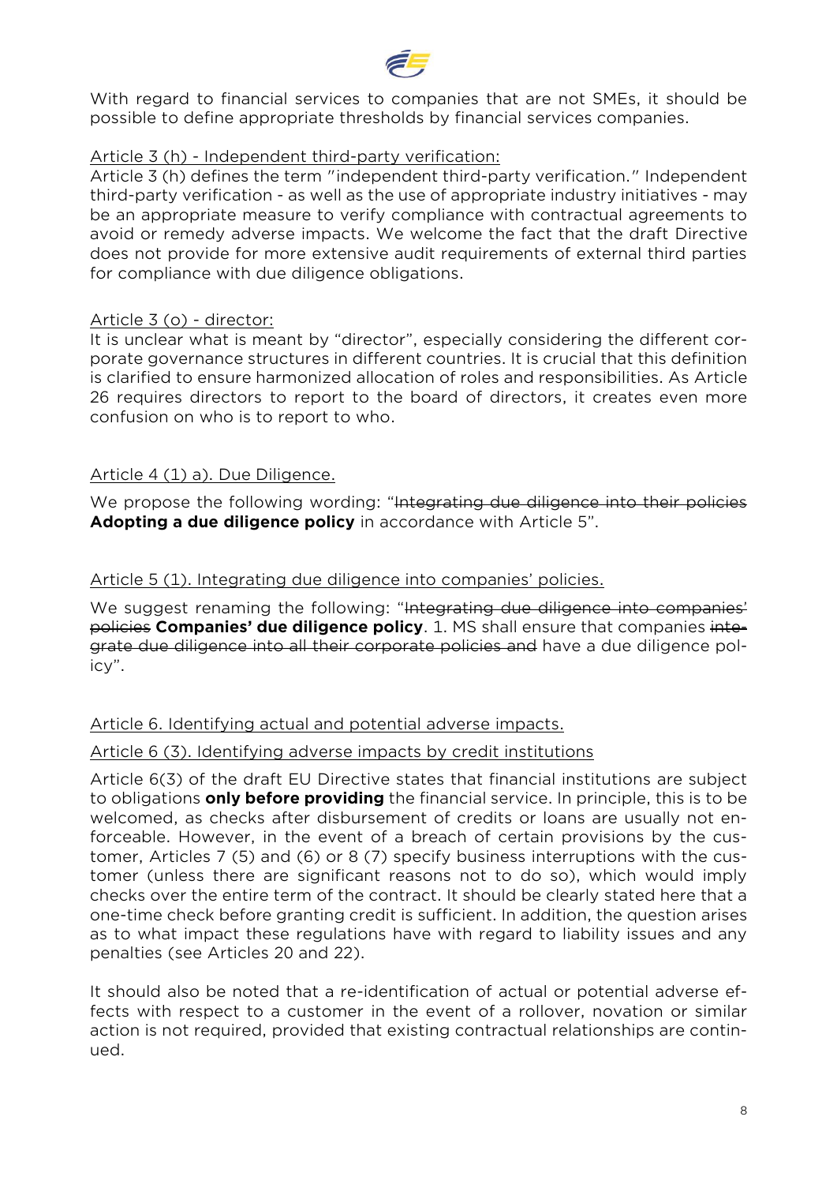With regard to financial services to companies that are not SMEs, it should be possible to define appropriate thresholds by financial services companies.

<u>Article 3 (h) - Independent third-party verification:</u>

Article 3 (h) defines the term "independent third-party verification." Independent third-party verification - as well as the use of appropriate industry initiatives - may be an appropriate measure to verify compliance with contractual agreements to avoid or remedy adverse impacts. We welcome the fact that the draft Directive does not provide for more extensive audit requirements of external third parties for compliance with due diligence obligations.

<u>Article 3 (o) - director:</u>

It is unclear what is meant by "director", especially considering the different corporate governance structures in different countries. It is crucial that this definition is clarified to ensure harmonized allocation of roles and responsibilities. As Article 26 requires directors to report to the board of directors, it creates even more confusion on who is to report to who.

<u>Article 4 (1) a). Due Diligence.</u>

We propose the following wording: "~~Integrating due diligence into their policies~~ **Adopting a due diligence policy** in accordance with Article 5".

<u>Article 5 (1). Integrating due diligence into companies' policies.</u>

We suggest renaming the following: "~~Integrating due diligence into companies' policies~~ **Companies' due diligence policy**. 1. MS shall ensure that companies ~~integrate due diligence into all their corporate policies and~~ have a due diligence policy".

<u>Article 6. Identifying actual and potential adverse impacts.</u>

<u>Article 6 (3). Identifying adverse impacts by credit institutions</u>

Article 6(3) of the draft EU Directive states that financial institutions are subject to obligations **only before providing** the financial service. In principle, this is to be welcomed, as checks after disbursement of credits or loans are usually not enforceable. However, in the event of a breach of certain provisions by the customer, Articles 7 (5) and (6) or 8 (7) specify business interruptions with the customer (unless there are significant reasons not to do so), which would imply checks over the entire term of the contract. It should be clearly stated here that a one-time check before granting credit is sufficient. In addition, the question arises as to what impact these regulations have with regard to liability issues and any penalties (see Articles 20 and 22).

It should also be noted that a re-identification of actual or potential adverse effects with respect to a customer in the event of a rollover, novation or similar action is not required, provided that existing contractual relationships are continued.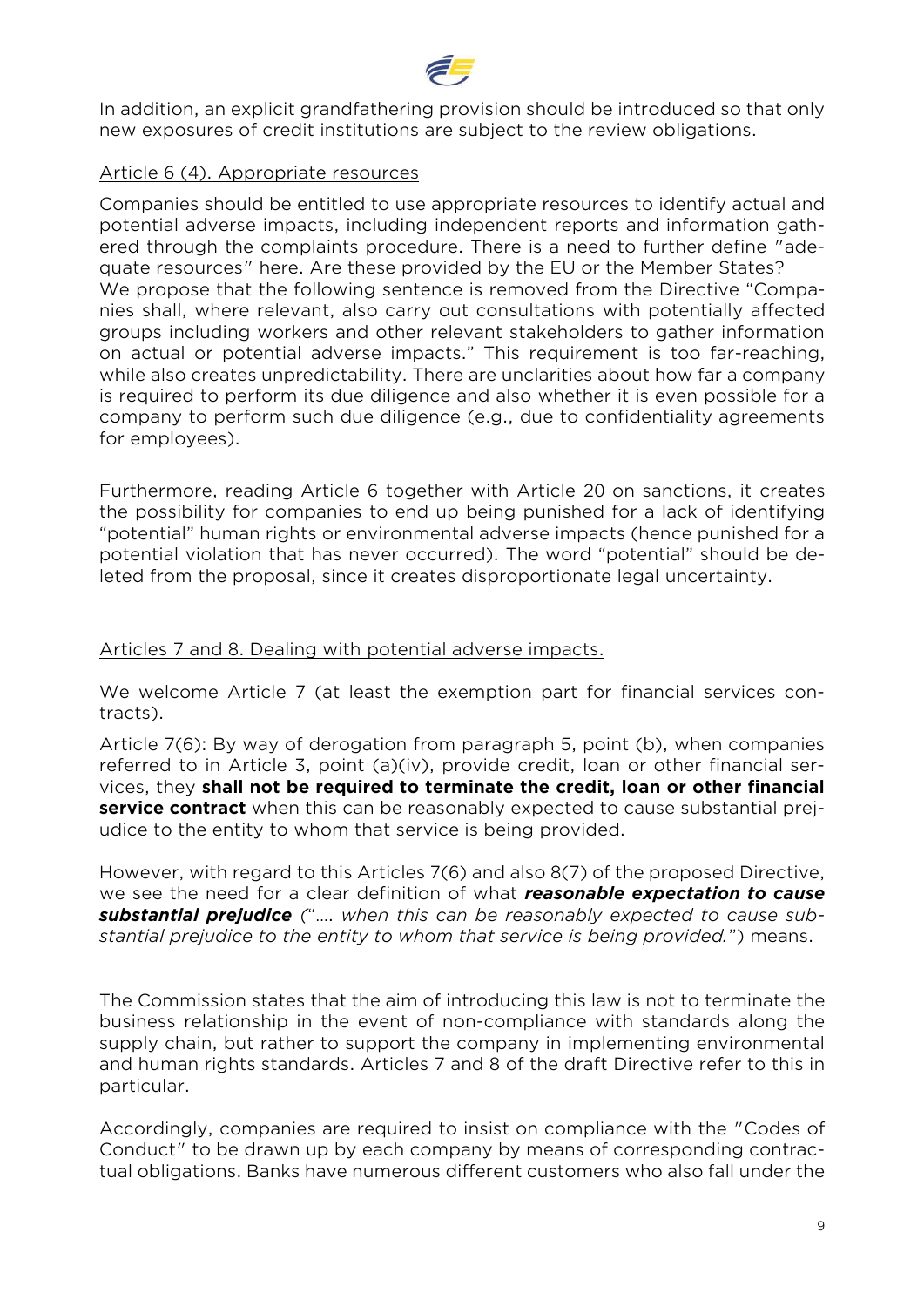In addition, an explicit grandfathering provision should be introduced so that only new exposures of credit institutions are subject to the review obligations.

Article 6 (4). Appropriate resources

Companies should be entitled to use appropriate resources to identify actual and potential adverse impacts, including independent reports and information gathered through the complaints procedure. There is a need to further define "adequate resources" here. Are these provided by the EU or the Member States?
We propose that the following sentence is removed from the Directive "Companies shall, where relevant, also carry out consultations with potentially affected groups including workers and other relevant stakeholders to gather information on actual or potential adverse impacts." This requirement is too far-reaching, while also creates unpredictability. There are unclarities about how far a company is required to perform its due diligence and also whether it is even possible for a company to perform such due diligence (e.g., due to confidentiality agreements for employees).

Furthermore, reading Article 6 together with Article 20 on sanctions, it creates the possibility for companies to end up being punished for a lack of identifying "potential" human rights or environmental adverse impacts (hence punished for a potential violation that has never occurred). The word "potential" should be deleted from the proposal, since it creates disproportionate legal uncertainty.

Articles 7 and 8. Dealing with potential adverse impacts.

We welcome Article 7 (at least the exemption part for financial services contracts).

Article 7(6): By way of derogation from paragraph 5, point (b), when companies referred to in Article 3, point (a)(iv), provide credit, loan or other financial services, they **shall not be required to terminate the credit, loan or other financial service contract** when this can be reasonably expected to cause substantial prejudice to the entity to whom that service is being provided.

However, with regard to this Articles 7(6) and also 8(7) of the proposed Directive, we see the need for a clear definition of what ***reasonable expectation to cause substantial prejudice*** *("…. when this can be reasonably expected to cause substantial prejudice to the entity to whom that service is being provided.*") means.

The Commission states that the aim of introducing this law is not to terminate the business relationship in the event of non-compliance with standards along the supply chain, but rather to support the company in implementing environmental and human rights standards. Articles 7 and 8 of the draft Directive refer to this in particular.

Accordingly, companies are required to insist on compliance with the "Codes of Conduct" to be drawn up by each company by means of corresponding contractual obligations. Banks have numerous different customers who also fall under the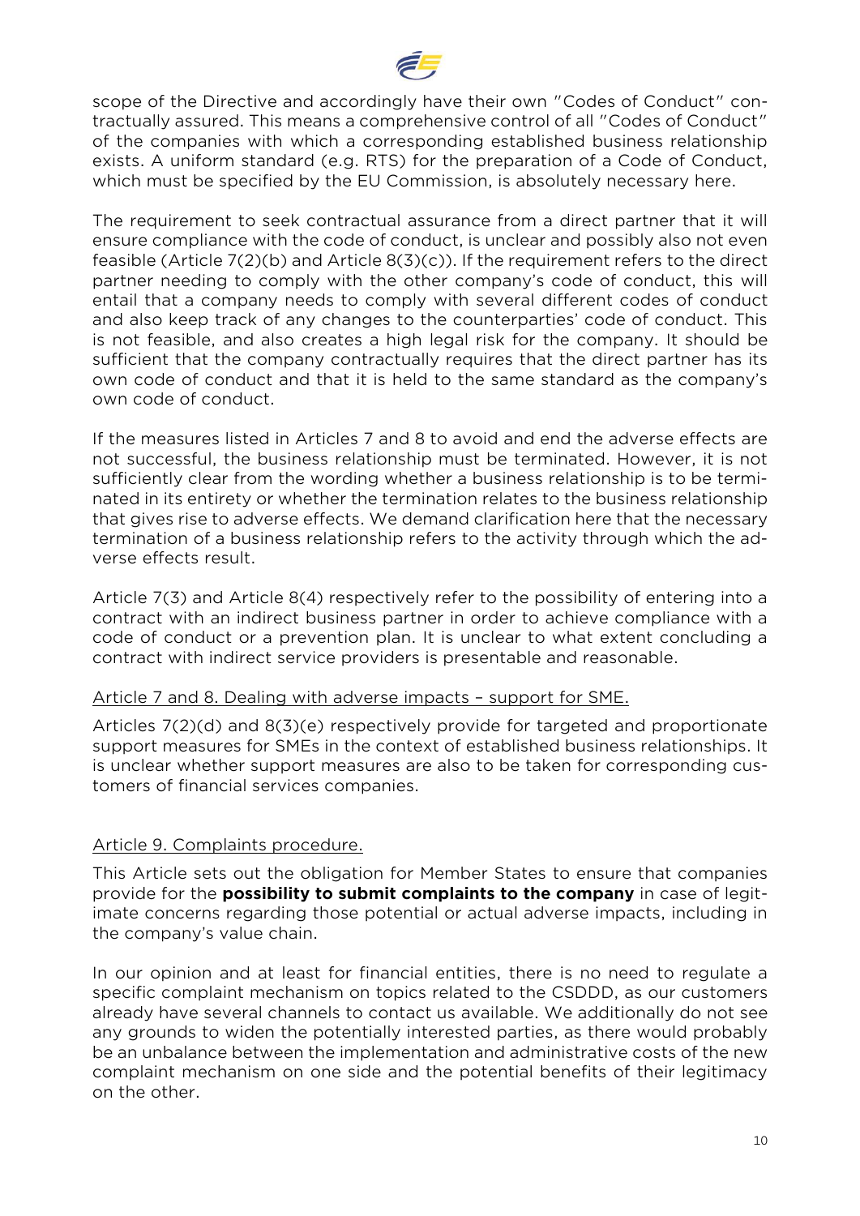scope of the Directive and accordingly have their own "Codes of Conduct" contractually assured. This means a comprehensive control of all "Codes of Conduct" of the companies with which a corresponding established business relationship exists. A uniform standard (e.g. RTS) for the preparation of a Code of Conduct, which must be specified by the EU Commission, is absolutely necessary here.

The requirement to seek contractual assurance from a direct partner that it will ensure compliance with the code of conduct, is unclear and possibly also not even feasible (Article 7(2)(b) and Article 8(3)(c)). If the requirement refers to the direct partner needing to comply with the other company's code of conduct, this will entail that a company needs to comply with several different codes of conduct and also keep track of any changes to the counterparties' code of conduct. This is not feasible, and also creates a high legal risk for the company. It should be sufficient that the company contractually requires that the direct partner has its own code of conduct and that it is held to the same standard as the company's own code of conduct.

If the measures listed in Articles 7 and 8 to avoid and end the adverse effects are not successful, the business relationship must be terminated. However, it is not sufficiently clear from the wording whether a business relationship is to be terminated in its entirety or whether the termination relates to the business relationship that gives rise to adverse effects. We demand clarification here that the necessary termination of a business relationship refers to the activity through which the adverse effects result.

Article 7(3) and Article 8(4) respectively refer to the possibility of entering into a contract with an indirect business partner in order to achieve compliance with a code of conduct or a prevention plan. It is unclear to what extent concluding a contract with indirect service providers is presentable and reasonable.

<u>Article 7 and 8. Dealing with adverse impacts – support for SME.</u>

Articles 7(2)(d) and 8(3)(e) respectively provide for targeted and proportionate support measures for SMEs in the context of established business relationships. It is unclear whether support measures are also to be taken for corresponding customers of financial services companies.

<u>Article 9. Complaints procedure.</u>

This Article sets out the obligation for Member States to ensure that companies provide for the **possibility to submit complaints to the company** in case of legitimate concerns regarding those potential or actual adverse impacts, including in the company's value chain.

In our opinion and at least for financial entities, there is no need to regulate a specific complaint mechanism on topics related to the CSDDD, as our customers already have several channels to contact us available. We additionally do not see any grounds to widen the potentially interested parties, as there would probably be an unbalance between the implementation and administrative costs of the new complaint mechanism on one side and the potential benefits of their legitimacy on the other.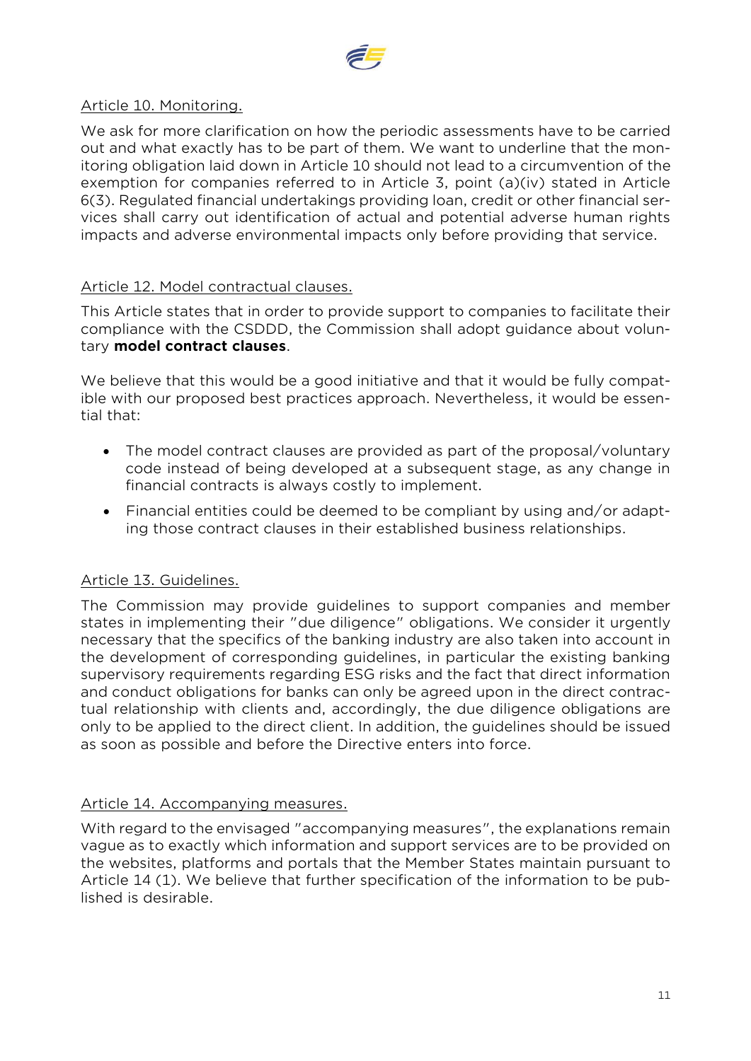Article 10. Monitoring.

We ask for more clarification on how the periodic assessments have to be carried out and what exactly has to be part of them. We want to underline that the monitoring obligation laid down in Article 10 should not lead to a circumvention of the exemption for companies referred to in Article 3, point (a)(iv) stated in Article 6(3). Regulated financial undertakings providing loan, credit or other financial services shall carry out identification of actual and potential adverse human rights impacts and adverse environmental impacts only before providing that service.

Article 12. Model contractual clauses.

This Article states that in order to provide support to companies to facilitate their compliance with the CSDDD, the Commission shall adopt guidance about voluntary **model contract clauses**.

We believe that this would be a good initiative and that it would be fully compatible with our proposed best practices approach. Nevertheless, it would be essential that:

- The model contract clauses are provided as part of the proposal/voluntary code instead of being developed at a subsequent stage, as any change in financial contracts is always costly to implement.
- Financial entities could be deemed to be compliant by using and/or adapting those contract clauses in their established business relationships.

Article 13. Guidelines.

The Commission may provide guidelines to support companies and member states in implementing their "due diligence" obligations. We consider it urgently necessary that the specifics of the banking industry are also taken into account in the development of corresponding guidelines, in particular the existing banking supervisory requirements regarding ESG risks and the fact that direct information and conduct obligations for banks can only be agreed upon in the direct contractual relationship with clients and, accordingly, the due diligence obligations are only to be applied to the direct client. In addition, the guidelines should be issued as soon as possible and before the Directive enters into force.

Article 14. Accompanying measures.

With regard to the envisaged "accompanying measures", the explanations remain vague as to exactly which information and support services are to be provided on the websites, platforms and portals that the Member States maintain pursuant to Article 14 (1). We believe that further specification of the information to be published is desirable.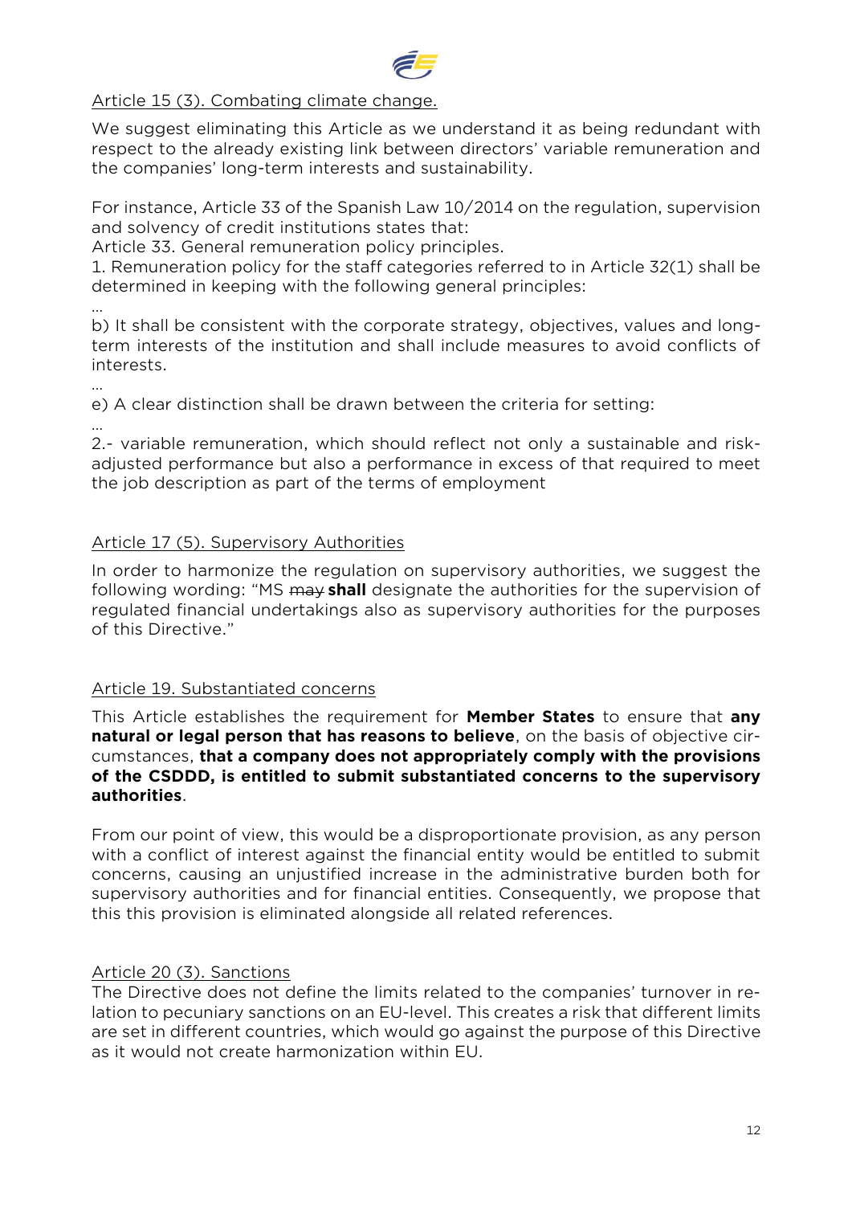<u>Article 15 (3). Combating climate change.</u>

We suggest eliminating this Article as we understand it as being redundant with respect to the already existing link between directors' variable remuneration and the companies' long-term interests and sustainability.

For instance, Article 33 of the Spanish Law 10/2014 on the regulation, supervision and solvency of credit institutions states that:
Article 33. General remuneration policy principles.
1. Remuneration policy for the staff categories referred to in Article 32(1) shall be determined in keeping with the following general principles:
…
b) It shall be consistent with the corporate strategy, objectives, values and long-term interests of the institution and shall include measures to avoid conflicts of interests.
…
e) A clear distinction shall be drawn between the criteria for setting:
…
2.- variable remuneration, which should reflect not only a sustainable and risk-adjusted performance but also a performance in excess of that required to meet the job description as part of the terms of employment

<u>Article 17 (5). Supervisory Authorities</u>

In order to harmonize the regulation on supervisory authorities, we suggest the following wording: "MS ~~may~~ **shall** designate the authorities for the supervision of regulated financial undertakings also as supervisory authorities for the purposes of this Directive."

<u>Article 19. Substantiated concerns</u>

This Article establishes the requirement for **Member States** to ensure that **any natural or legal person that has reasons to believe**, on the basis of objective circumstances, **that a company does not appropriately comply with the provisions of the CSDDD, is entitled to submit substantiated concerns to the supervisory authorities**.

From our point of view, this would be a disproportionate provision, as any person with a conflict of interest against the financial entity would be entitled to submit concerns, causing an unjustified increase in the administrative burden both for supervisory authorities and for financial entities. Consequently, we propose that this this provision is eliminated alongside all related references.

<u>Article 20 (3). Sanctions</u>

The Directive does not define the limits related to the companies' turnover in relation to pecuniary sanctions on an EU-level. This creates a risk that different limits are set in different countries, which would go against the purpose of this Directive as it would not create harmonization within EU.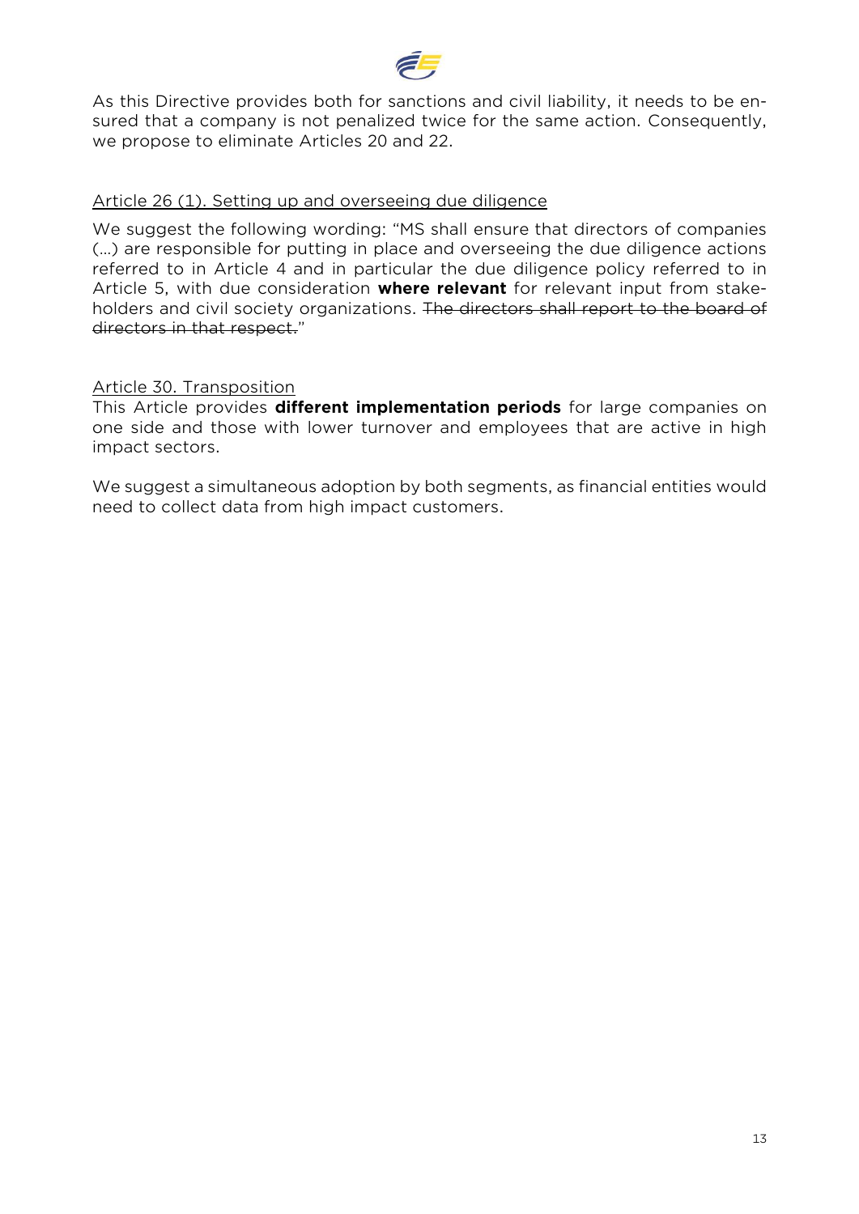As this Directive provides both for sanctions and civil liability, it needs to be ensured that a company is not penalized twice for the same action. Consequently, we propose to eliminate Articles 20 and 22.

<u>Article 26 (1). Setting up and overseeing due diligence</u>

We suggest the following wording: "MS shall ensure that directors of companies (…) are responsible for putting in place and overseeing the due diligence actions referred to in Article 4 and in particular the due diligence policy referred to in Article 5, with due consideration **where relevant** for relevant input from stakeholders and civil society organizations. ~~The directors shall report to the board of directors in that respect.~~"

<u>Article 30. Transposition</u>

This Article provides **different implementation periods** for large companies on one side and those with lower turnover and employees that are active in high impact sectors.

We suggest a simultaneous adoption by both segments, as financial entities would need to collect data from high impact customers.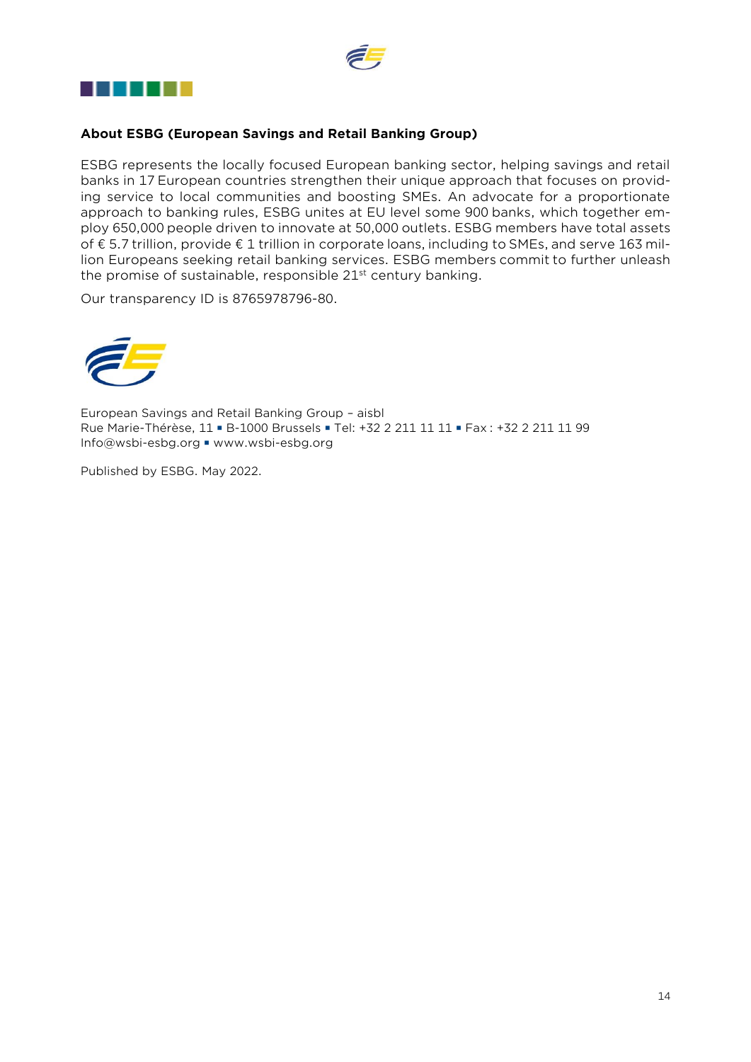**About ESBG (European Savings and Retail Banking Group)**

ESBG represents the locally focused European banking sector, helping savings and retail banks in 17 European countries strengthen their unique approach that focuses on providing service to local communities and boosting SMEs. An advocate for a proportionate approach to banking rules, ESBG unites at EU level some 900 banks, which together employ 650,000 people driven to innovate at 50,000 outlets. ESBG members have total assets of € 5.7 trillion, provide € 1 trillion in corporate loans, including to SMEs, and serve 163 million Europeans seeking retail banking services. ESBG members commit to further unleash the promise of sustainable, responsible 21st century banking.

Our transparency ID is 8765978796-80.

European Savings and Retail Banking Group – aisbl
Rue Marie-Thérèse, 11 ▪ B-1000 Brussels ▪ Tel: +32 2 211 11 11 ▪ Fax : +32 2 211 11 99
Info@wsbi-esbg.org ▪ www.wsbi-esbg.org

Published by ESBG. May 2022.